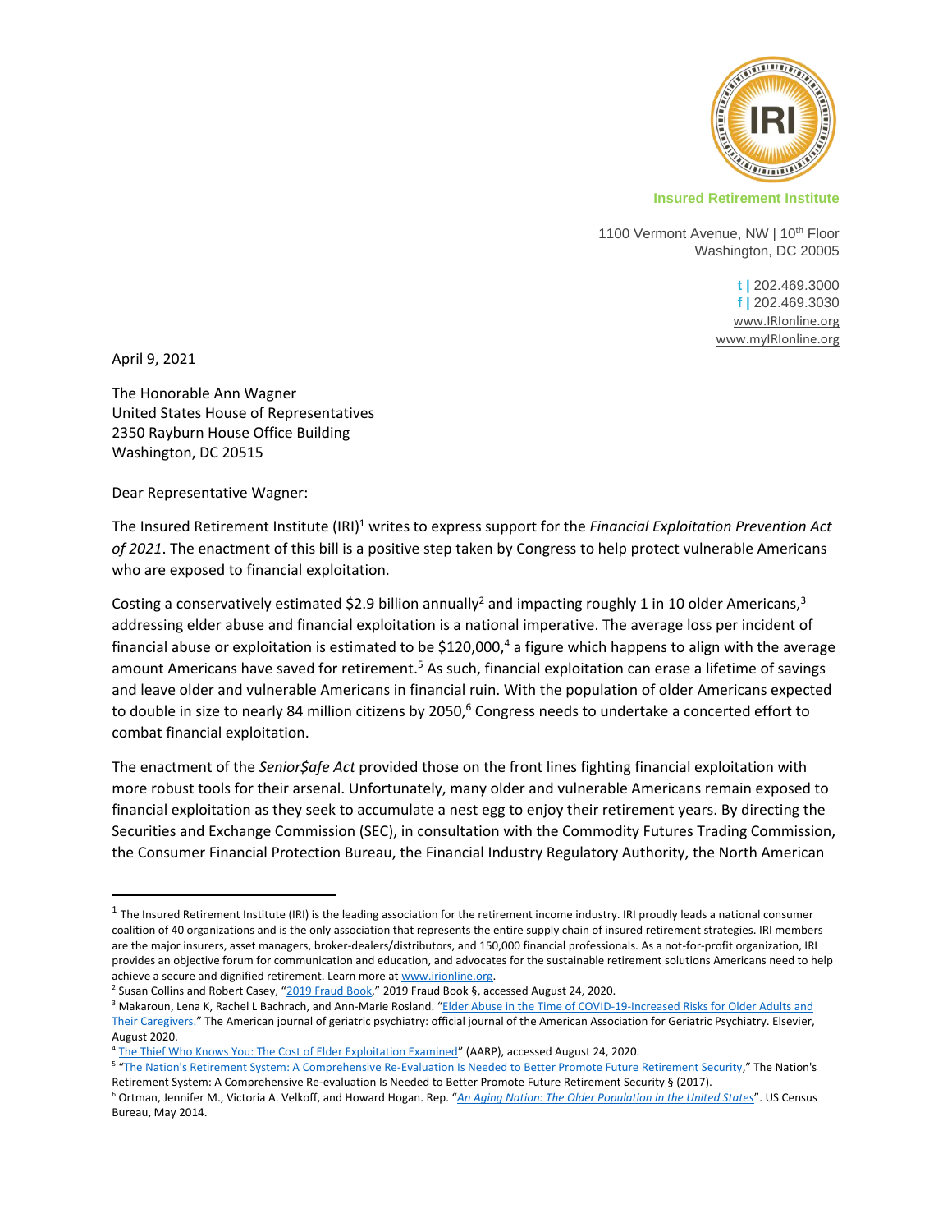Insured Retirement Institute

1100 Vermont Avenue, NW | 10th Floor
Washington, DC 20005

t | 202.469.3000
f | 202.469.3030
www.IRIonline.org
www.myIRIonline.org

April 9, 2021

The Honorable Ann Wagner
United States House of Representatives
2350 Rayburn House Office Building
Washington, DC 20515

Dear Representative Wagner:

The Insured Retirement Institute (IRI)[1] writes to express support for the *Financial Exploitation Prevention Act of 2021*. The enactment of this bill is a positive step taken by Congress to help protect vulnerable Americans who are exposed to financial exploitation.

Costing a conservatively estimated $2.9 billion annually[2] and impacting roughly 1 in 10 older Americans,[3] addressing elder abuse and financial exploitation is a national imperative. The average loss per incident of financial abuse or exploitation is estimated to be $120,000,[4] a figure which happens to align with the average amount Americans have saved for retirement.[5] As such, financial exploitation can erase a lifetime of savings and leave older and vulnerable Americans in financial ruin. With the population of older Americans expected to double in size to nearly 84 million citizens by 2050,[6] Congress needs to undertake a concerted effort to combat financial exploitation.

The enactment of the *Senior$afe Act* provided those on the front lines fighting financial exploitation with more robust tools for their arsenal. Unfortunately, many older and vulnerable Americans remain exposed to financial exploitation as they seek to accumulate a nest egg to enjoy their retirement years. By directing the Securities and Exchange Commission (SEC), in consultation with the Commodity Futures Trading Commission, the Consumer Financial Protection Bureau, the Financial Industry Regulatory Authority, the North American

---

[1] The Insured Retirement Institute (IRI) is the leading association for the retirement income industry. IRI proudly leads a national consumer coalition of 40 organizations and is the only association that represents the entire supply chain of insured retirement strategies. IRI members are the major insurers, asset managers, broker-dealers/distributors, and 150,000 financial professionals. As a not-for-profit organization, IRI provides an objective forum for communication and education, and advocates for the sustainable retirement solutions Americans need to help achieve a secure and dignified retirement. Learn more at www.irionline.org.

[2] Susan Collins and Robert Casey, "2019 Fraud Book," 2019 Fraud Book §, accessed August 24, 2020.

[3] Makaroun, Lena K, Rachel L Bachrach, and Ann-Marie Rosland. "Elder Abuse in the Time of COVID-19-Increased Risks for Older Adults and Their Caregivers." The American journal of geriatric psychiatry: official journal of the American Association for Geriatric Psychiatry. Elsevier, August 2020.

[4] "The Thief Who Knows You: The Cost of Elder Exploitation Examined" (AARP), accessed August 24, 2020.

[5] "The Nation's Retirement System: A Comprehensive Re-Evaluation Is Needed to Better Promote Future Retirement Security," The Nation's Retirement System: A Comprehensive Re-evaluation Is Needed to Better Promote Future Retirement Security § (2017).

[6] Ortman, Jennifer M., Victoria A. Velkoff, and Howard Hogan. Rep. "*An Aging Nation: The Older Population in the United States*". US Census Bureau, May 2014.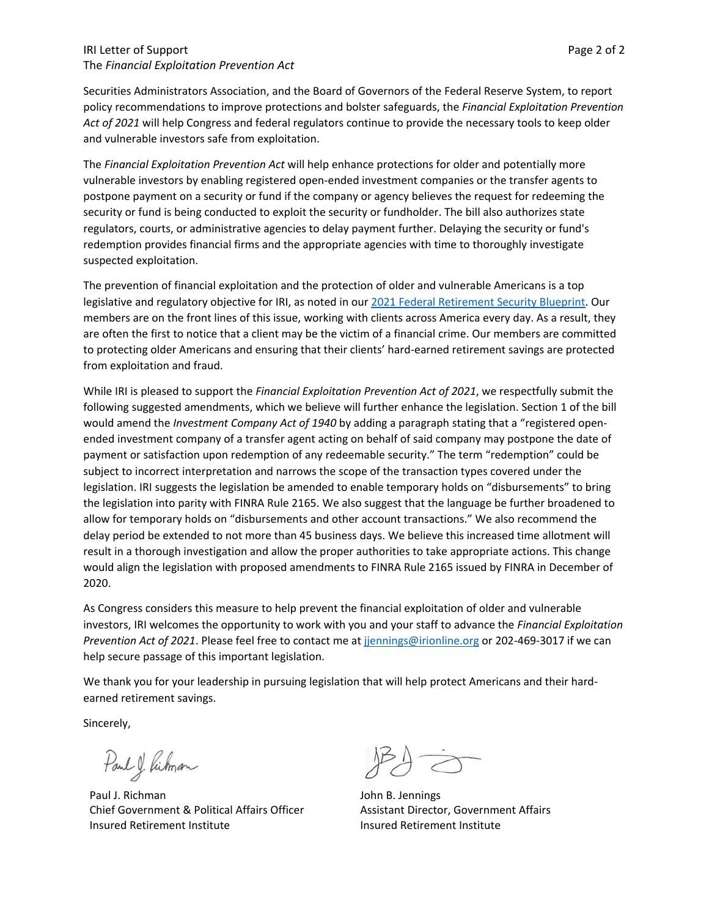Securities Administrators Association, and the Board of Governors of the Federal Reserve System, to report policy recommendations to improve protections and bolster safeguards, the *Financial Exploitation Prevention Act of 2021* will help Congress and federal regulators continue to provide the necessary tools to keep older and vulnerable investors safe from exploitation.

The *Financial Exploitation Prevention Act* will help enhance protections for older and potentially more vulnerable investors by enabling registered open-ended investment companies or the transfer agents to postpone payment on a security or fund if the company or agency believes the request for redeeming the security or fund is being conducted to exploit the security or fundholder. The bill also authorizes state regulators, courts, or administrative agencies to delay payment further. Delaying the security or fund's redemption provides financial firms and the appropriate agencies with time to thoroughly investigate suspected exploitation.

The prevention of financial exploitation and the protection of older and vulnerable Americans is a top legislative and regulatory objective for IRI, as noted in our [2021 Federal Retirement Security Blueprint](). Our members are on the front lines of this issue, working with clients across America every day. As a result, they are often the first to notice that a client may be the victim of a financial crime. Our members are committed to protecting older Americans and ensuring that their clients' hard-earned retirement savings are protected from exploitation and fraud.

While IRI is pleased to support the *Financial Exploitation Prevention Act of 2021*, we respectfully submit the following suggested amendments, which we believe will further enhance the legislation. Section 1 of the bill would amend the *Investment Company Act of 1940* by adding a paragraph stating that a "registered open-ended investment company of a transfer agent acting on behalf of said company may postpone the date of payment or satisfaction upon redemption of any redeemable security." The term "redemption" could be subject to incorrect interpretation and narrows the scope of the transaction types covered under the legislation. IRI suggests the legislation be amended to enable temporary holds on "disbursements" to bring the legislation into parity with FINRA Rule 2165. We also suggest that the language be further broadened to allow for temporary holds on "disbursements and other account transactions." We also recommend the delay period be extended to not more than 45 business days. We believe this increased time allotment will result in a thorough investigation and allow the proper authorities to take appropriate actions. This change would align the legislation with proposed amendments to FINRA Rule 2165 issued by FINRA in December of 2020.

As Congress considers this measure to help prevent the financial exploitation of older and vulnerable investors, IRI welcomes the opportunity to work with you and your staff to advance the *Financial Exploitation Prevention Act of 2021*. Please feel free to contact me at [jjennings@irionline.org](mailto:jjennings@irionline.org) or 202-469-3017 if we can help secure passage of this important legislation.

We thank you for your leadership in pursuing legislation that will help protect Americans and their hard-earned retirement savings.

Sincerely,

Paul J. Richman
Chief Government & Political Affairs Officer
Insured Retirement Institute

John B. Jennings
Assistant Director, Government Affairs
Insured Retirement Institute